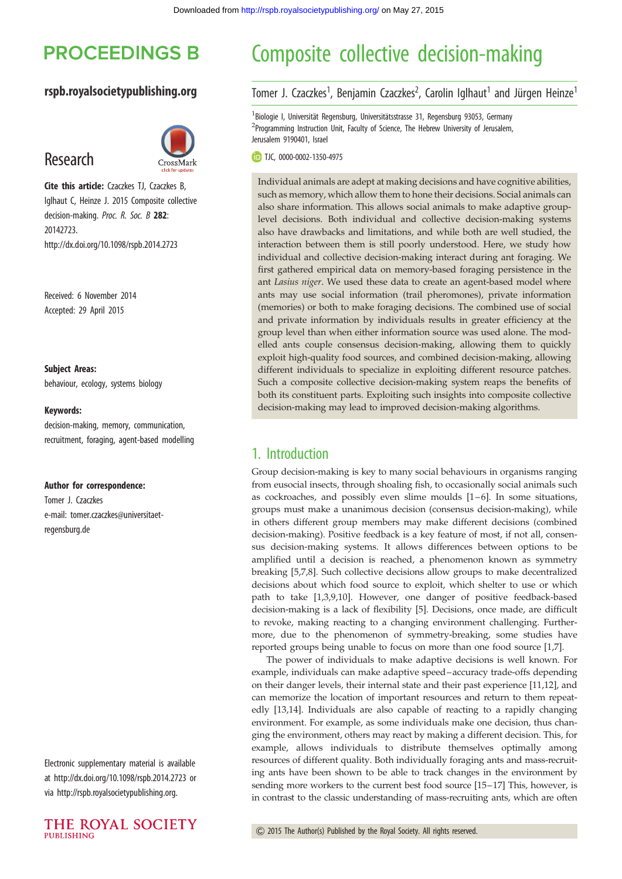# Composite collective decision-making

Tomer J. Czaczkes[1], Benjamin Czaczkes[2], Carolin Iglhaut[1] and Jürgen Heinze[1]

[1]Biologie I, Universität Regensburg, Universitätsstrasse 31, Regensburg 93053, Germany
[2]Programming Instruction Unit, Faculty of Science, The Hebrew University of Jerusalem, Jerusalem 9190401, Israel

TJC, 0000-0002-1350-4975

**PROCEEDINGS B**

**rspb.royalsocietypublishing.org**

## Research

**Cite this article:** Czaczkes TJ, Czaczkes B, Iglhaut C, Heinze J. 2015 Composite collective decision-making. *Proc. R. Soc. B* **282**: 20142723.
http://dx.doi.org/10.1098/rspb.2014.2723

Received: 6 November 2014
Accepted: 29 April 2015

**Subject Areas:**
behaviour, ecology, systems biology

**Keywords:**
decision-making, memory, communication, recruitment, foraging, agent-based modelling

**Author for correspondence:**
Tomer J. Czaczkes
e-mail: tomer.czaczkes@universitaet-regensburg.de

Electronic supplementary material is available at http://dx.doi.org/10.1098/rspb.2014.2723 or via http://rspb.royalsocietypublishing.org.

Individual animals are adept at making decisions and have cognitive abilities, such as memory, which allow them to hone their decisions. Social animals can also share information. This allows social animals to make adaptive group-level decisions. Both individual and collective decision-making systems also have drawbacks and limitations, and while both are well studied, the interaction between them is still poorly understood. Here, we study how individual and collective decision-making interact during ant foraging. We first gathered empirical data on memory-based foraging persistence in the ant *Lasius niger*. We used these data to create an agent-based model where ants may use social information (trail pheromones), private information (memories) or both to make foraging decisions. The combined use of social and private information by individuals results in greater efficiency at the group level than when either information source was used alone. The modelled ants couple consensus decision-making, allowing them to quickly exploit high-quality food sources, and combined decision-making, allowing different individuals to specialize in exploiting different resource patches. Such a composite collective decision-making system reaps the benefits of both its constituent parts. Exploiting such insights into composite collective decision-making may lead to improved decision-making algorithms.

## 1. Introduction

Group decision-making is key to many social behaviours in organisms ranging from eusocial insects, through shoaling fish, to occasionally social animals such as cockroaches, and possibly even slime moulds [1–6]. In some situations, groups must make a unanimous decision (consensus decision-making), while in others different group members may make different decisions (combined decision-making). Positive feedback is a key feature of most, if not all, consensus decision-making systems. It allows differences between options to be amplified until a decision is reached, a phenomenon known as symmetry breaking [5,7,8]. Such collective decisions allow groups to make decentralized decisions about which food source to exploit, which shelter to use or which path to take [1,3,9,10]. However, one danger of positive feedback-based decision-making is a lack of flexibility [5]. Decisions, once made, are difficult to revoke, making reacting to a changing environment challenging. Furthermore, due to the phenomenon of symmetry-breaking, some studies have reported groups being unable to focus on more than one food source [1,7].

The power of individuals to make adaptive decisions is well known. For example, individuals can make adaptive speed–accuracy trade-offs depending on their danger levels, their internal state and their past experience [11,12], and can memorize the location of important resources and return to them repeatedly [13,14]. Individuals are also capable of reacting to a rapidly changing environment. For example, as some individuals make one decision, thus changing the environment, others may react by making a different decision. This, for example, allows individuals to distribute themselves optimally among resources of different quality. Both individually foraging ants and mass-recruiting ants have been shown to be able to track changes in the environment by sending more workers to the current best food source [15–17] This, however, is in contrast to the classic understanding of mass-recruiting ants, which are often

© 2015 The Author(s) Published by the Royal Society. All rights reserved.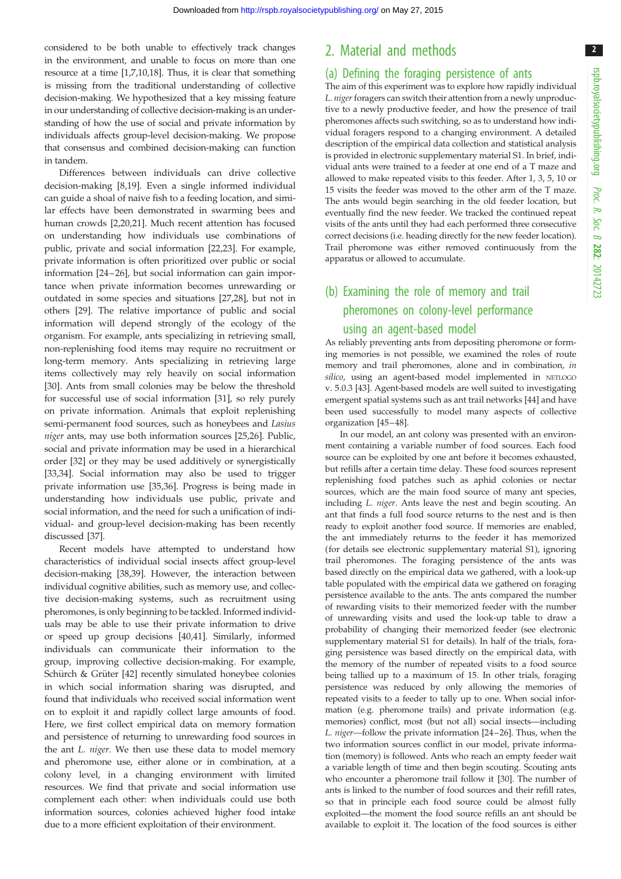considered to be both unable to effectively track changes in the environment, and unable to focus on more than one resource at a time [1,7,10,18]. Thus, it is clear that something is missing from the traditional understanding of collective decision-making. We hypothesized that a key missing feature in our understanding of collective decision-making is an understanding of how the use of social and private information by individuals affects group-level decision-making. We propose that consensus and combined decision-making can function in tandem.

Differences between individuals can drive collective decision-making [8,19]. Even a single informed individual can guide a shoal of naive fish to a feeding location, and similar effects have been demonstrated in swarming bees and human crowds [2,20,21]. Much recent attention has focused on understanding how individuals use combinations of public, private and social information [22,23]. For example, private information is often prioritized over public or social information [24–26], but social information can gain importance when private information becomes unrewarding or outdated in some species and situations [27,28], but not in others [29]. The relative importance of public and social information will depend strongly of the ecology of the organism. For example, ants specializing in retrieving small, non-replenishing food items may require no recruitment or long-term memory. Ants specializing in retrieving large items collectively may rely heavily on social information [30]. Ants from small colonies may be below the threshold for successful use of social information [31], so rely purely on private information. Animals that exploit replenishing semi-permanent food sources, such as honeybees and *Lasius niger* ants, may use both information sources [25,26]. Public, social and private information may be used in a hierarchical order [32] or they may be used additively or synergistically [33,34]. Social information may also be used to trigger private information use [35,36]. Progress is being made in understanding how individuals use public, private and social information, and the need for such a unification of individual- and group-level decision-making has been recently discussed [37].

Recent models have attempted to understand how characteristics of individual social insects affect group-level decision-making [38,39]. However, the interaction between individual cognitive abilities, such as memory use, and collective decision-making systems, such as recruitment using pheromones, is only beginning to be tackled. Informed individuals may be able to use their private information to drive or speed up group decisions [40,41]. Similarly, informed individuals can communicate their information to the group, improving collective decision-making. For example, Schürch & Grüter [42] recently simulated honeybee colonies in which social information sharing was disrupted, and found that individuals who received social information went on to exploit it and rapidly collect large amounts of food. Here, we first collect empirical data on memory formation and persistence of returning to unrewarding food sources in the ant *L. niger*. We then use these data to model memory and pheromone use, either alone or in combination, at a colony level, in a changing environment with limited resources. We find that private and social information use complement each other: when individuals could use both information sources, colonies achieved higher food intake due to a more efficient exploitation of their environment.

## 2. Material and methods

### (a) Defining the foraging persistence of ants

The aim of this experiment was to explore how rapidly individual *L. niger* foragers can switch their attention from a newly unproductive to a newly productive feeder, and how the presence of trail pheromones affects such switching, so as to understand how individual foragers respond to a changing environment. A detailed description of the empirical data collection and statistical analysis is provided in electronic supplementary material S1. In brief, individual ants were trained to a feeder at one end of a T maze and allowed to make repeated visits to this feeder. After 1, 3, 5, 10 or 15 visits the feeder was moved to the other arm of the T maze. The ants would begin searching in the old feeder location, but eventually find the new feeder. We tracked the continued repeat visits of the ants until they had each performed three consecutive correct decisions (i.e. heading directly for the new feeder location). Trail pheromone was either removed continuously from the apparatus or allowed to accumulate.

### (b) Examining the role of memory and trail pheromones on colony-level performance using an agent-based model

As reliably preventing ants from depositing pheromone or forming memories is not possible, we examined the roles of route memory and trail pheromones, alone and in combination, *in silico*, using an agent-based model implemented in NETLOGO v. 5.0.3 [43]. Agent-based models are well suited to investigating emergent spatial systems such as ant trail networks [44] and have been used successfully to model many aspects of collective organization [45–48].

In our model, an ant colony was presented with an environment containing a variable number of food sources. Each food source can be exploited by one ant before it becomes exhausted, but refills after a certain time delay. These food sources represent replenishing food patches such as aphid colonies or nectar sources, which are the main food source of many ant species, including *L. niger*. Ants leave the nest and begin scouting. An ant that finds a full food source returns to the nest and is then ready to exploit another food source. If memories are enabled, the ant immediately returns to the feeder it has memorized (for details see electronic supplementary material S1), ignoring trail pheromones. The foraging persistence of the ants was based directly on the empirical data we gathered, with a look-up table populated with the empirical data we gathered on foraging persistence available to the ants. The ants compared the number of rewarding visits to their memorized feeder with the number of unrewarding visits and used the look-up table to draw a probability of changing their memorized feeder (see electronic supplementary material S1 for details). In half of the trials, foraging persistence was based directly on the empirical data, with the memory of the number of repeated visits to a food source being tallied up to a maximum of 15. In other trials, foraging persistence was reduced by only allowing the memories of repeated visits to a feeder to tally up to one. When social information (e.g. pheromone trails) and private information (e.g. memories) conflict, most (but not all) social insects—including *L. niger*—follow the private information [24–26]. Thus, when the two information sources conflict in our model, private information (memory) is followed. Ants who reach an empty feeder wait a variable length of time and then begin scouting. Scouting ants who encounter a pheromone trail follow it [30]. The number of ants is linked to the number of food sources and their refill rates, so that in principle each food source could be almost fully exploited—the moment the food source refills an ant should be available to exploit it. The location of the food sources is either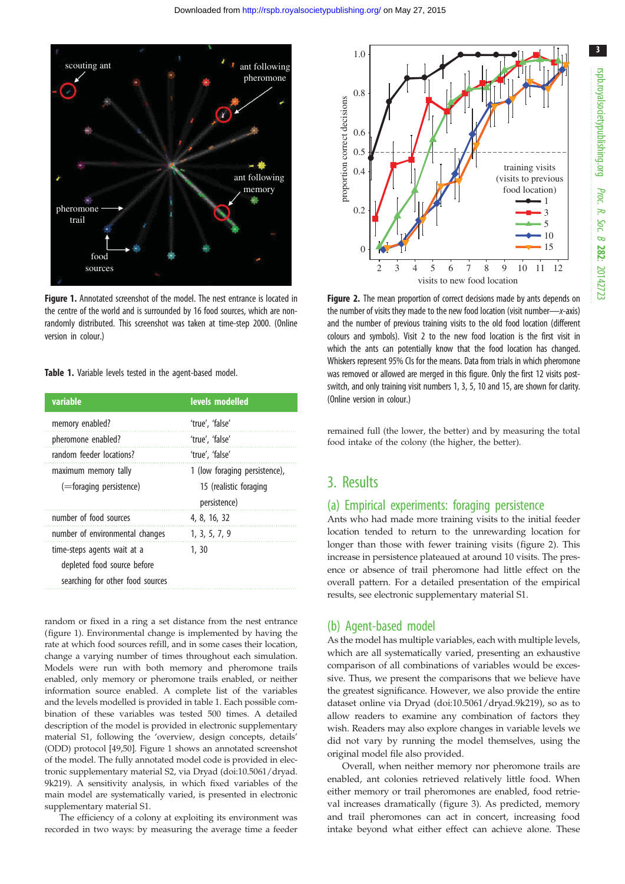Figure 1. Annotated screenshot of the model. The nest entrance is located in the centre of the world and is surrounded by 16 food sources, which are non-randomly distributed. This screenshot was taken at time-step 2000. (Online version in colour.)

Table 1. Variable levels tested in the agent-based model.

| variable | levels modelled |
|---|---|
| memory enabled? | 'true', 'false' |
| pheromone enabled? | 'true', 'false' |
| random feeder locations? | 'true', 'false' |
| maximum memory tally (=foraging persistence) | 1 (low foraging persistence), 15 (realistic foraging persistence) |
| number of food sources | 4, 8, 16, 32 |
| number of environmental changes | 1, 3, 5, 7, 9 |
| time-steps agents wait at a depleted food source before searching for other food sources | 1, 30 |

random or fixed in a ring a set distance from the nest entrance (figure 1). Environmental change is implemented by having the rate at which food sources refill, and in some cases their location, change a varying number of times throughout each simulation. Models were run with both memory and pheromone trails enabled, only memory or pheromone trails enabled, or neither information source enabled. A complete list of the variables and the levels modelled is provided in table 1. Each possible combination of these variables was tested 500 times. A detailed description of the model is provided in electronic supplementary material S1, following the 'overview, design concepts, details' (ODD) protocol [49,50]. Figure 1 shows an annotated screenshot of the model. The fully annotated model code is provided in electronic supplementary material S2, via Dryad (doi:10.5061/dryad.9k219). A sensitivity analysis, in which fixed variables of the main model are systematically varied, is presented in electronic supplementary material S1.

The efficiency of a colony at exploiting its environment was recorded in two ways: by measuring the average time a feeder remained full (the lower, the better) and by measuring the total food intake of the colony (the higher, the better).

Figure 2. The mean proportion of correct decisions made by ants depends on the number of visits they made to the new food location (visit number—*x*-axis) and the number of previous training visits to the old food location (different colours and symbols). Visit 2 to the new food location is the first visit in which the ants can potentially know that the food location has changed. Whiskers represent 95% CIs for the means. Data from trials in which pheromone was removed or allowed are merged in this figure. Only the first 12 visits post-switch, and only training visit numbers 1, 3, 5, 10 and 15, are shown for clarity. (Online version in colour.)

## 3. Results

### (a) Empirical experiments: foraging persistence

Ants who had made more training visits to the initial feeder location tended to return to the unrewarding location for longer than those with fewer training visits (figure 2). This increase in persistence plateaued at around 10 visits. The presence or absence of trail pheromone had little effect on the overall pattern. For a detailed presentation of the empirical results, see electronic supplementary material S1.

### (b) Agent-based model

As the model has multiple variables, each with multiple levels, which are all systematically varied, presenting an exhaustive comparison of all combinations of variables would be excessive. Thus, we present the comparisons that we believe have the greatest significance. However, we also provide the entire dataset online via Dryad (doi:10.5061/dryad.9k219), so as to allow readers to examine any combination of factors they wish. Readers may also explore changes in variable levels we did not vary by running the model themselves, using the original model file also provided.

Overall, when neither memory nor pheromone trails are enabled, ant colonies retrieved relatively little food. When either memory or trail pheromones are enabled, food retrieval increases dramatically (figure 3). As predicted, memory and trail pheromones can act in concert, increasing food intake beyond what either effect can achieve alone. These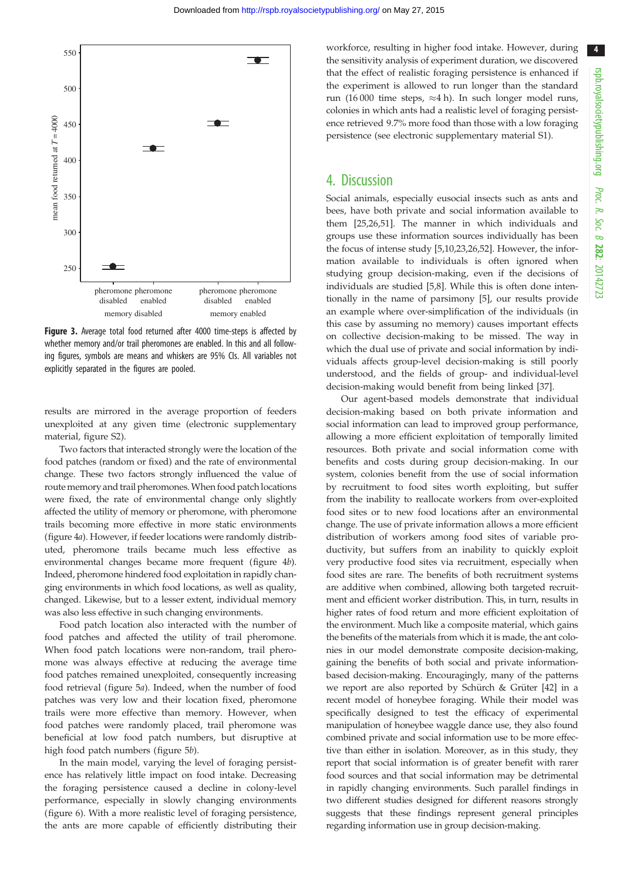Figure 3. Average total food returned after 4000 time-steps is affected by whether memory and/or trail pheromones are enabled. In this and all following figures, symbols are means and whiskers are 95% CIs. All variables not explicitly separated in the figures are pooled.

results are mirrored in the average proportion of feeders unexploited at any given time (electronic supplementary material, figure S2).

Two factors that interacted strongly were the location of the food patches (random or fixed) and the rate of environmental change. These two factors strongly influenced the value of route memory and trail pheromones. When food patch locations were fixed, the rate of environmental change only slightly affected the utility of memory or pheromone, with pheromone trails becoming more effective in more static environments (figure 4*a*). However, if feeder locations were randomly distributed, pheromone trails became much less effective as environmental changes became more frequent (figure 4*b*). Indeed, pheromone hindered food exploitation in rapidly changing environments in which food locations, as well as quality, changed. Likewise, but to a lesser extent, individual memory was also less effective in such changing environments.

Food patch location also interacted with the number of food patches and affected the utility of trail pheromone. When food patch locations were non-random, trail pheromone was always effective at reducing the average time food patches remained unexploited, consequently increasing food retrieval (figure 5*a*). Indeed, when the number of food patches was very low and their location fixed, pheromone trails were more effective than memory. However, when food patches were randomly placed, trail pheromone was beneficial at low food patch numbers, but disruptive at high food patch numbers (figure 5*b*).

In the main model, varying the level of foraging persistence has relatively little impact on food intake. Decreasing the foraging persistence caused a decline in colony-level performance, especially in slowly changing environments (figure 6). With a more realistic level of foraging persistence, the ants are more capable of efficiently distributing their workforce, resulting in higher food intake. However, during the sensitivity analysis of experiment duration, we discovered that the effect of realistic foraging persistence is enhanced if the experiment is allowed to run longer than the standard run (16 000 time steps, ≈4 h). In such longer model runs, colonies in which ants had a realistic level of foraging persistence retrieved 9.7% more food than those with a low foraging persistence (see electronic supplementary material S1).

# 4. Discussion

Social animals, especially eusocial insects such as ants and bees, have both private and social information available to them [25,26,51]. The manner in which individuals and groups use these information sources individually has been the focus of intense study [5,10,23,26,52]. However, the information available to individuals is often ignored when studying group decision-making, even if the decisions of individuals are studied [5,8]. While this is often done intentionally in the name of parsimony [5], our results provide an example where over-simplification of the individuals (in this case by assuming no memory) causes important effects on collective decision-making to be missed. The way in which the dual use of private and social information by individuals affects group-level decision-making is still poorly understood, and the fields of group- and individual-level decision-making would benefit from being linked [37].

Our agent-based models demonstrate that individual decision-making based on both private information and social information can lead to improved group performance, allowing a more efficient exploitation of temporally limited resources. Both private and social information come with benefits and costs during group decision-making. In our system, colonies benefit from the use of social information by recruitment to food sites worth exploiting, but suffer from the inability to reallocate workers from over-exploited food sites or to new food locations after an environmental change. The use of private information allows a more efficient distribution of workers among food sites of variable productivity, but suffers from an inability to quickly exploit very productive food sites via recruitment, especially when food sites are rare. The benefits of both recruitment systems are additive when combined, allowing both targeted recruitment and efficient worker distribution. This, in turn, results in higher rates of food return and more efficient exploitation of the environment. Much like a composite material, which gains the benefits of the materials from which it is made, the ant colonies in our model demonstrate composite decision-making, gaining the benefits of both social and private information-based decision-making. Encouragingly, many of the patterns we report are also reported by Schürch & Grüter [42] in a recent model of honeybee foraging. While their model was specifically designed to test the efficacy of experimental manipulation of honeybee waggle dance use, they also found combined private and social information use to be more effective than either in isolation. Moreover, as in this study, they report that social information is of greater benefit with rarer food sources and that social information may be detrimental in rapidly changing environments. Such parallel findings in two different studies designed for different reasons strongly suggests that these findings represent general principles regarding information use in group decision-making.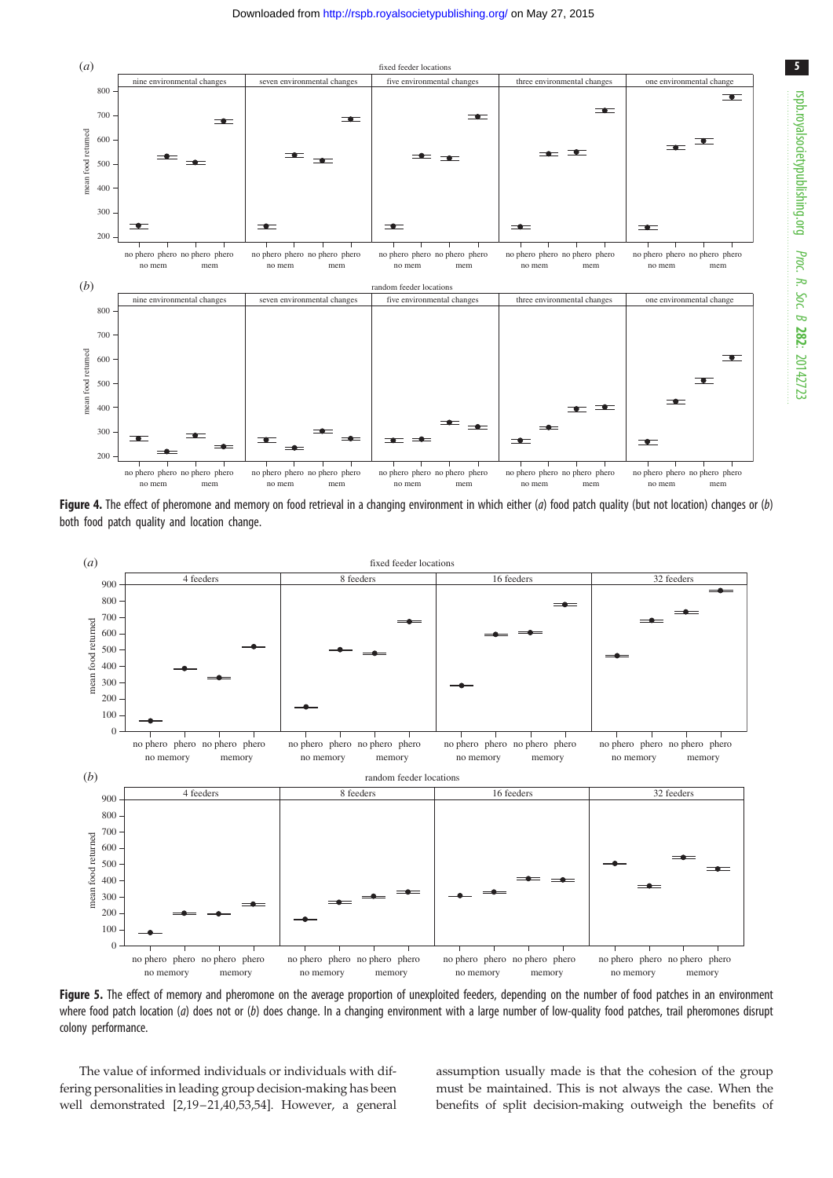**Figure 4.** The effect of pheromone and memory on food retrieval in a changing environment in which either (*a*) food patch quality (but not location) changes or (*b*) both food patch quality and location change.

**Figure 5.** The effect of memory and pheromone on the average proportion of unexploited feeders, depending on the number of food patches in an environment where food patch location (*a*) does not or (*b*) does change. In a changing environment with a large number of low-quality food patches, trail pheromones disrupt colony performance.

The value of informed individuals or individuals with differing personalities in leading group decision-making has been well demonstrated [2,19–21,40,53,54]. However, a general assumption usually made is that the cohesion of the group must be maintained. This is not always the case. When the benefits of split decision-making outweigh the benefits of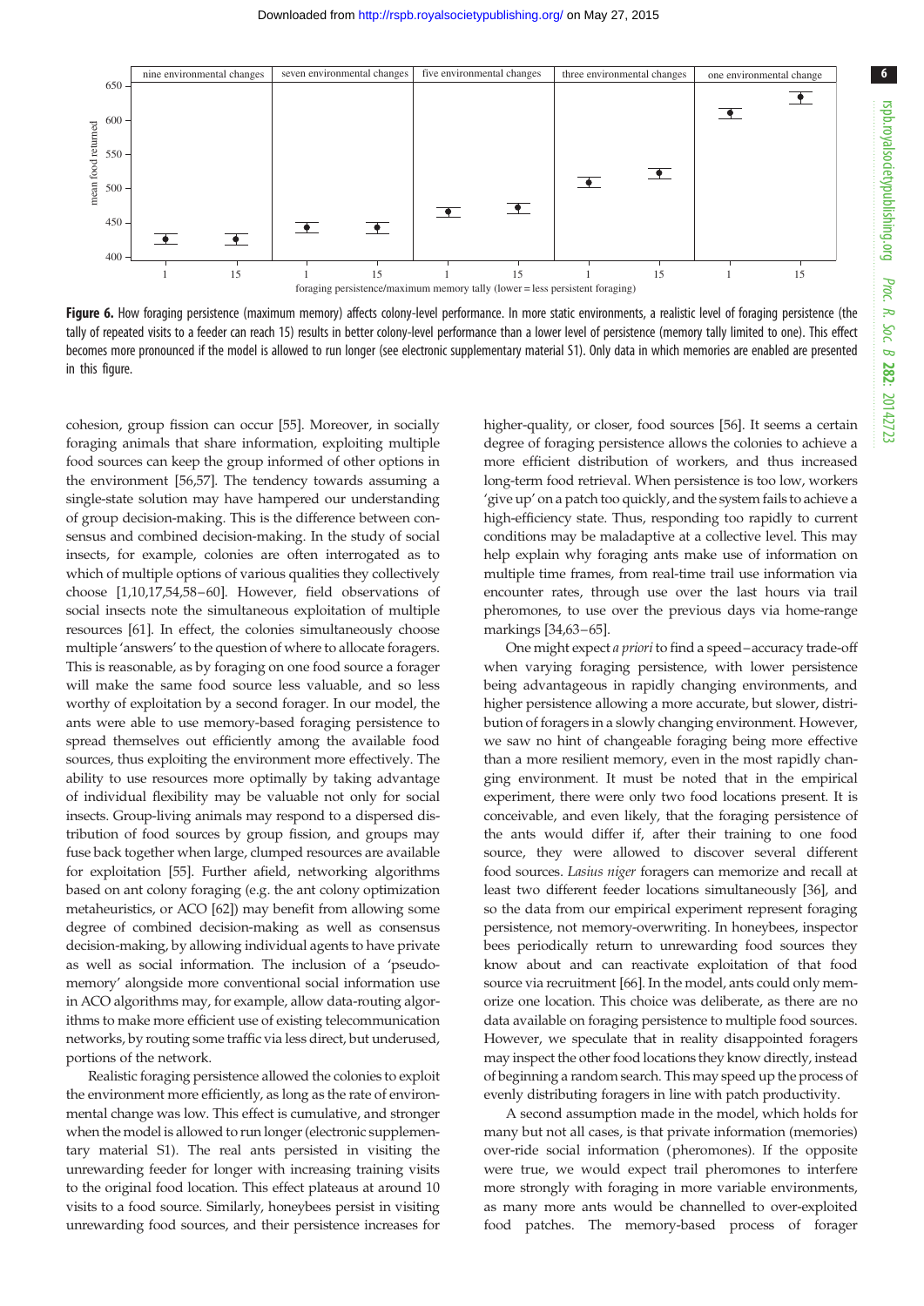**Figure 6.** How foraging persistence (maximum memory) affects colony-level performance. In more static environments, a realistic level of foraging persistence (the tally of repeated visits to a feeder can reach 15) results in better colony-level performance than a lower level of persistence (memory tally limited to one). This effect becomes more pronounced if the model is allowed to run longer (see electronic supplementary material S1). Only data in which memories are enabled are presented in this figure.

cohesion, group fission can occur [55]. Moreover, in socially foraging animals that share information, exploiting multiple food sources can keep the group informed of other options in the environment [56,57]. The tendency towards assuming a single-state solution may have hampered our understanding of group decision-making. This is the difference between consensus and combined decision-making. In the study of social insects, for example, colonies are often interrogated as to which of multiple options of various qualities they collectively choose [1,10,17,54,58–60]. However, field observations of social insects note the simultaneous exploitation of multiple resources [61]. In effect, the colonies simultaneously choose multiple 'answers' to the question of where to allocate foragers. This is reasonable, as by foraging on one food source a forager will make the same food source less valuable, and so less worthy of exploitation by a second forager. In our model, the ants were able to use memory-based foraging persistence to spread themselves out efficiently among the available food sources, thus exploiting the environment more effectively. The ability to use resources more optimally by taking advantage of individual flexibility may be valuable not only for social insects. Group-living animals may respond to a dispersed distribution of food sources by group fission, and groups may fuse back together when large, clumped resources are available for exploitation [55]. Further afield, networking algorithms based on ant colony foraging (e.g. the ant colony optimization metaheuristics, or ACO [62]) may benefit from allowing some degree of combined decision-making as well as consensus decision-making, by allowing individual agents to have private as well as social information. The inclusion of a 'pseudo-memory' alongside more conventional social information use in ACO algorithms may, for example, allow data-routing algorithms to make more efficient use of existing telecommunication networks, by routing some traffic via less direct, but underused, portions of the network.

Realistic foraging persistence allowed the colonies to exploit the environment more efficiently, as long as the rate of environmental change was low. This effect is cumulative, and stronger when the model is allowed to run longer (electronic supplementary material S1). The real ants persisted in visiting the unrewarding feeder for longer with increasing training visits to the original food location. This effect plateaus at around 10 visits to a food source. Similarly, honeybees persist in visiting unrewarding food sources, and their persistence increases for higher-quality, or closer, food sources [56]. It seems a certain degree of foraging persistence allows the colonies to achieve a more efficient distribution of workers, and thus increased long-term food retrieval. When persistence is too low, workers 'give up' on a patch too quickly, and the system fails to achieve a high-efficiency state. Thus, responding too rapidly to current conditions may be maladaptive at a collective level. This may help explain why foraging ants make use of information on multiple time frames, from real-time trail use information via encounter rates, through use over the last hours via trail pheromones, to use over the previous days via home-range markings [34,63–65].

One might expect *a priori* to find a speed–accuracy trade-off when varying foraging persistence, with lower persistence being advantageous in rapidly changing environments, and higher persistence allowing a more accurate, but slower, distribution of foragers in a slowly changing environment. However, we saw no hint of changeable foraging being more effective than a more resilient memory, even in the most rapidly changing environment. It must be noted that in the empirical experiment, there were only two food locations present. It is conceivable, and even likely, that the foraging persistence of the ants would differ if, after their training to one food source, they were allowed to discover several different food sources. *Lasius niger* foragers can memorize and recall at least two different feeder locations simultaneously [36], and so the data from our empirical experiment represent foraging persistence, not memory-overwriting. In honeybees, inspector bees periodically return to unrewarding food sources they know about and can reactivate exploitation of that food source via recruitment [66]. In the model, ants could only memorize one location. This choice was deliberate, as there are no data available on foraging persistence to multiple food sources. However, we speculate that in reality disappointed foragers may inspect the other food locations they know directly, instead of beginning a random search. This may speed up the process of evenly distributing foragers in line with patch productivity.

A second assumption made in the model, which holds for many but not all cases, is that private information (memories) over-ride social information (pheromones). If the opposite were true, we would expect trail pheromones to interfere more strongly with foraging in more variable environments, as many more ants would be channelled to over-exploited food patches. The memory-based process of forager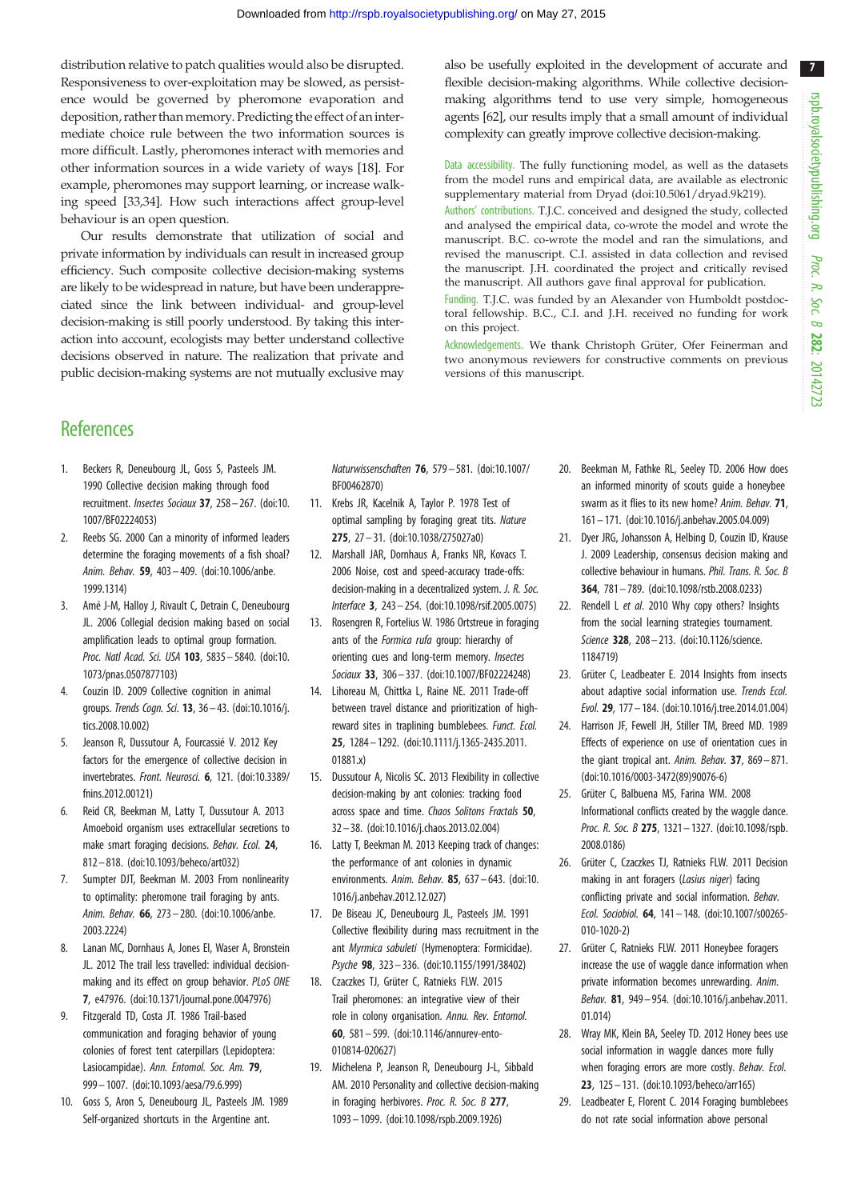distribution relative to patch qualities would also be disrupted. Responsiveness to over-exploitation may be slowed, as persistence would be governed by pheromone evaporation and deposition, rather than memory. Predicting the effect of an intermediate choice rule between the two information sources is more difficult. Lastly, pheromones interact with memories and other information sources in a wide variety of ways [18]. For example, pheromones may support learning, or increase walking speed [33,34]. How such interactions affect group-level behaviour is an open question.

Our results demonstrate that utilization of social and private information by individuals can result in increased group efficiency. Such composite collective decision-making systems are likely to be widespread in nature, but have been underappreciated since the link between individual- and group-level decision-making is still poorly understood. By taking this interaction into account, ecologists may better understand collective decisions observed in nature. The realization that private and public decision-making systems are not mutually exclusive may also be usefully exploited in the development of accurate and flexible decision-making algorithms. While collective decision-making algorithms tend to use very simple, homogeneous agents [62], our results imply that a small amount of individual complexity can greatly improve collective decision-making.

Data accessibility. The fully functioning model, as well as the datasets from the model runs and empirical data, are available as electronic supplementary material from Dryad (doi:10.5061/dryad.9k219).

Authors' contributions. T.J.C. conceived and designed the study, collected and analysed the empirical data, co-wrote the model and wrote the manuscript. B.C. co-wrote the model and ran the simulations, and revised the manuscript. C.I. assisted in data collection and revised the manuscript. J.H. coordinated the project and critically revised the manuscript. All authors gave final approval for publication.

Funding. T.J.C. was funded by an Alexander von Humboldt postdoctoral fellowship. B.C., C.I. and J.H. received no funding for work on this project.

Acknowledgements. We thank Christoph Grüter, Ofer Feinerman and two anonymous reviewers for constructive comments on previous versions of this manuscript.

## References

1. Beckers R, Deneubourg JL, Goss S, Pasteels JM. 1990 Collective decision making through food recruitment. *Insectes Sociaux* **37**, 258–267. (doi:10.1007/BF02224053)
2. Reebs SG. 2000 Can a minority of informed leaders determine the foraging movements of a fish shoal? *Anim. Behav.* **59**, 403–409. (doi:10.1006/anbe.1999.1314)
3. Amé J-M, Halloy J, Rivault C, Detrain C, Deneubourg JL. 2006 Collegial decision making based on social amplification leads to optimal group formation. *Proc. Natl Acad. Sci. USA* **103**, 5835–5840. (doi:10.1073/pnas.0507877103)
4. Couzin ID. 2009 Collective cognition in animal groups. *Trends Cogn. Sci.* **13**, 36–43. (doi:10.1016/j.tics.2008.10.002)
5. Jeanson R, Dussutour A, Fourcassié V. 2012 Key factors for the emergence of collective decision in invertebrates. *Front. Neurosci.* **6**, 121. (doi:10.3389/fnins.2012.00121)
6. Reid CR, Beekman M, Latty T, Dussutour A. 2013 Amoeboid organism uses extracellular secretions to make smart foraging decisions. *Behav. Ecol.* **24**, 812–818. (doi:10.1093/beheco/art032)
7. Sumpter DJT, Beekman M. 2003 From nonlinearity to optimality: pheromone trail foraging by ants. *Anim. Behav.* **66**, 273–280. (doi:10.1006/anbe.2003.2224)
8. Lanan MC, Dornhaus A, Jones EI, Waser A, Bronstein JL. 2012 The trail less travelled: individual decision-making and its effect on group behavior. *PLoS ONE* **7**, e47976. (doi:10.1371/journal.pone.0047976)
9. Fitzgerald TD, Costa JT. 1986 Trail-based communication and foraging behavior of young colonies of forest tent caterpillars (Lepidoptera: Lasiocampidae). *Ann. Entomol. Soc. Am.* **79**, 999–1007. (doi:10.1093/aesa/79.6.999)
10. Goss S, Aron S, Deneubourg JL, Pasteels JM. 1989 Self-organized shortcuts in the Argentine ant. *Naturwissenschaften* **76**, 579–581. (doi:10.1007/BF00462870)
11. Krebs JR, Kacelnik A, Taylor P. 1978 Test of optimal sampling by foraging great tits. *Nature* **275**, 27–31. (doi:10.1038/275027a0)
12. Marshall JAR, Dornhaus A, Franks NR, Kovacs T. 2006 Noise, cost and speed-accuracy trade-offs: decision-making in a decentralized system. *J. R. Soc. Interface* **3**, 243–254. (doi:10.1098/rsif.2005.0075)
13. Rosengren R, Fortelius W. 1986 Ortstreue in foraging ants of the *Formica rufa* group: hierarchy of orienting cues and long-term memory. *Insectes Sociaux* **33**, 306–337. (doi:10.1007/BF02224248)
14. Lihoreau M, Chittka L, Raine NE. 2011 Trade-off between travel distance and prioritization of high-reward sites in traplining bumblebees. *Funct. Ecol.* **25**, 1284–1292. (doi:10.1111/j.1365-2435.2011.01881.x)
15. Dussutour A, Nicolis SC. 2013 Flexibility in collective decision-making by ant colonies: tracking food across space and time. *Chaos Solitons Fractals* **50**, 32–38. (doi:10.1016/j.chaos.2013.02.004)
16. Latty T, Beekman M. 2013 Keeping track of changes: the performance of ant colonies in dynamic environments. *Anim. Behav.* **85**, 637–643. (doi:10.1016/j.anbehav.2012.12.027)
17. De Biseau JC, Deneubourg JL, Pasteels JM. 1991 Collective flexibility during mass recruitment in the ant *Myrmica sabuleti* (Hymenoptera: Formicidae). *Psyche* **98**, 323–336. (doi:10.1155/1991/38402)
18. Czaczkes TJ, Grüter C, Ratnieks FLW. 2015 Trail pheromones: an integrative view of their role in colony organisation. *Annu. Rev. Entomol.* **60**, 581–599. (doi:10.1146/annurev-ento-010814-020627)
19. Michelena P, Jeanson R, Deneubourg J-L, Sibbald AM. 2010 Personality and collective decision-making in foraging herbivores. *Proc. R. Soc. B* **277**, 1093–1099. (doi:10.1098/rspb.2009.1926)
20. Beekman M, Fathke RL, Seeley TD. 2006 How does an informed minority of scouts guide a honeybee swarm as it flies to its new home? *Anim. Behav.* **71**, 161–171. (doi:10.1016/j.anbehav.2005.04.009)
21. Dyer JRG, Johansson A, Helbing D, Couzin ID, Krause J. 2009 Leadership, consensus decision making and collective behaviour in humans. *Phil. Trans. R. Soc. B* **364**, 781–789. (doi:10.1098/rstb.2008.0233)
22. Rendell L *et al.* 2010 Why copy others? Insights from the social learning strategies tournament. *Science* **328**, 208–213. (doi:10.1126/science.1184719)
23. Grüter C, Leadbeater E. 2014 Insights from insects about adaptive social information use. *Trends Ecol. Evol.* **29**, 177–184. (doi:10.1016/j.tree.2014.01.004)
24. Harrison JF, Fewell JH, Stiller TM, Breed MD. 1989 Effects of experience on use of orientation cues in the giant tropical ant. *Anim. Behav.* **37**, 869–871. (doi:10.1016/0003-3472(89)90076-6)
25. Grüter C, Balbuena MS, Farina WM. 2008 Informational conflicts created by the waggle dance. *Proc. R. Soc. B* **275**, 1321–1327. (doi:10.1098/rspb.2008.0186)
26. Grüter C, Czaczkes TJ, Ratnieks FLW. 2011 Decision making in ant foragers (*Lasius niger*) facing conflicting private and social information. *Behav. Ecol. Sociobiol.* **64**, 141–148. (doi:10.1007/s00265-010-1020-2)
27. Grüter C, Ratnieks FLW. 2011 Honeybee foragers increase the use of waggle dance information when private information becomes unrewarding. *Anim. Behav.* **81**, 949–954. (doi:10.1016/j.anbehav.2011.01.014)
28. Wray MK, Klein BA, Seeley TD. 2012 Honey bees use social information in waggle dances more fully when foraging errors are more costly. *Behav. Ecol.* **23**, 125–131. (doi:10.1093/beheco/arr165)
29. Leadbeater E, Florent C. 2014 Foraging bumblebees do not rate social information above personal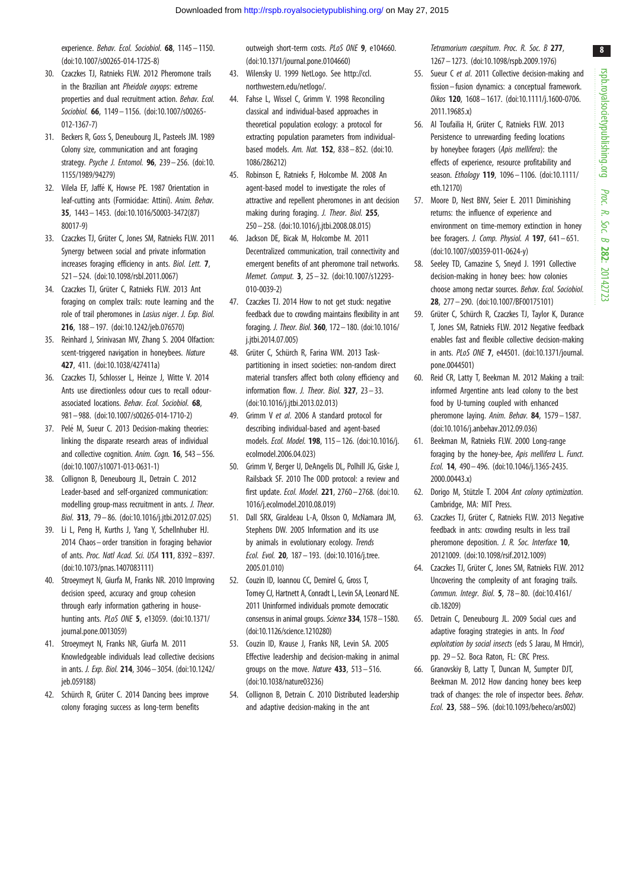experience. *Behav. Ecol. Sociobiol.* **68**, 1145–1150. (doi:10.1007/s00265-014-1725-8)

30. Czaczkes TJ, Ratnieks FLW. 2012 Pheromone trails in the Brazilian ant *Pheidole oxyops*: extreme properties and dual recruitment action. *Behav. Ecol. Sociobiol.* **66**, 1149–1156. (doi:10.1007/s00265-012-1367-7)
31. Beckers R, Goss S, Deneubourg JL, Pasteels JM. 1989 Colony size, communication and ant foraging strategy. *Psyche J. Entomol.* **96**, 239–256. (doi:10.1155/1989/94279)
32. Vilela EF, Jaffé K, Howse PE. 1987 Orientation in leaf-cutting ants (Formicidae: Attini). *Anim. Behav.* **35**, 1443–1453. (doi:10.1016/S0003-3472(87)80017-9)
33. Czaczkes TJ, Grüter C, Jones SM, Ratnieks FLW. 2011 Synergy between social and private information increases foraging efficiency in ants. *Biol. Lett.* **7**, 521–524. (doi:10.1098/rsbl.2011.0067)
34. Czaczkes TJ, Grüter C, Ratnieks FLW. 2013 Ant foraging on complex trails: route learning and the role of trail pheromones in *Lasius niger*. *J. Exp. Biol.* **216**, 188–197. (doi:10.1242/jeb.076570)
35. Reinhard J, Srinivasan MV, Zhang S. 2004 Olfaction: scent-triggered navigation in honeybees. *Nature* **427**, 411. (doi:10.1038/427411a)
36. Czaczkes TJ, Schlosser L, Heinze J, Witte V. 2014 Ants use directionless odour cues to recall odour-associated locations. *Behav. Ecol. Sociobiol.* **68**, 981–988. (doi:10.1007/s00265-014-1710-2)
37. Pelé M, Sueur C. 2013 Decision-making theories: linking the disparate research areas of individual and collective cognition. *Anim. Cogn.* **16**, 543–556. (doi:10.1007/s10071-013-0631-1)
38. Collignon B, Deneubourg JL, Detrain C. 2012 Leader-based and self-organized communication: modelling group-mass recruitment in ants. *J. Theor. Biol.* **313**, 79–86. (doi:10.1016/j.jtbi.2012.07.025)
39. Li L, Peng H, Kurths J, Yang Y, Schellnhuber HJ. 2014 Chaos–order transition in foraging behavior of ants. *Proc. Natl Acad. Sci. USA* **111**, 8392–8397. (doi:10.1073/pnas.1407083111)
40. Stroeymeyt N, Giurfa M, Franks NR. 2010 Improving decision speed, accuracy and group cohesion through early information gathering in house-hunting ants. *PLoS ONE* **5**, e13059. (doi:10.1371/journal.pone.0013059)
41. Stroeymeyt N, Franks NR, Giurfa M. 2011 Knowledgeable individuals lead collective decisions in ants. *J. Exp. Biol.* **214**, 3046–3054. (doi:10.1242/jeb.059188)
42. Schürch R, Grüter C. 2014 Dancing bees improve colony foraging success as long-term benefits outweigh short-term costs. *PLoS ONE* **9**, e104660. (doi:10.1371/journal.pone.0104660)
43. Wilensky U. 1999 NetLogo. See http://ccl.northwestern.edu/netlogo/.
44. Fahse L, Wissel C, Grimm V. 1998 Reconciling classical and individual-based approaches in theoretical population ecology: a protocol for extracting population parameters from individual-based models. *Am. Nat.* **152**, 838–852. (doi:10.1086/286212)
45. Robinson E, Ratnieks F, Holcombe M. 2008 An agent-based model to investigate the roles of attractive and repellent pheromones in ant decision making during foraging. *J. Theor. Biol.* **255**, 250–258. (doi:10.1016/j.jtbi.2008.08.015)
46. Jackson DE, Bicak M, Holcombe M. 2011 Decentralized communication, trail connectivity and emergent benefits of ant pheromone trail networks. *Memet. Comput.* **3**, 25–32. (doi:10.1007/s12293-010-0039-2)
47. Czaczkes TJ. 2014 How to not get stuck: negative feedback due to crowding maintains flexibility in ant foraging. *J. Theor. Biol.* **360**, 172–180. (doi:10.1016/j.jtbi.2014.07.005)
48. Grüter C, Schürch R, Farina WM. 2013 Task-partitioning in insect societies: non-random direct material transfers affect both colony efficiency and information flow. *J. Theor. Biol.* **327**, 23–33. (doi:10.1016/j.jtbi.2013.02.013)
49. Grimm V *et al.* 2006 A standard protocol for describing individual-based and agent-based models. *Ecol. Model.* **198**, 115–126. (doi:10.1016/j.ecolmodel.2006.04.023)
50. Grimm V, Berger U, DeAngelis DL, Polhill JG, Giske J, Railsback SF. 2010 The ODD protocol: a review and first update. *Ecol. Model.* **221**, 2760–2768. (doi:10.1016/j.ecolmodel.2010.08.019)
51. Dall SRX, Giraldeau L-A, Olsson O, McNamara JM, Stephens DW. 2005 Information and its use by animals in evolutionary ecology. *Trends Ecol. Evol.* **20**, 187–193. (doi:10.1016/j.tree.2005.01.010)
52. Couzin ID, Ioannou CC, Demirel G, Gross T, Torney CJ, Hartnett A, Conradt L, Levin SA, Leonard NE. 2011 Uninformed individuals promote democratic consensus in animal groups. *Science* **334**, 1578–1580. (doi:10.1126/science.1210280)
53. Couzin ID, Krause J, Franks NR, Levin SA. 2005 Effective leadership and decision-making in animal groups on the move. *Nature* **433**, 513–516. (doi:10.1038/nature03236)
54. Collignon B, Detrain C. 2010 Distributed leadership and adaptive decision-making in the ant *Tetramorium caespitum*. *Proc. R. Soc. B* **277**, 1267–1273. (doi:10.1098/rspb.2009.1976)
55. Sueur C *et al.* 2011 Collective decision-making and fission–fusion dynamics: a conceptual framework. *Oikos* **120**, 1608–1617. (doi:10.1111/j.1600-0706.2011.19685.x)
56. Al Toufailia H, Grüter C, Ratnieks FLW. 2013 Persistence to unrewarding feeding locations by honeybee foragers (*Apis mellifera*): the effects of experience, resource profitability and season. *Ethology* **119**, 1096–1106. (doi:10.1111/eth.12170)
57. Moore D, Nest BNV, Seier E. 2011 Diminishing returns: the influence of experience and environment on time-memory extinction in honey bee foragers. *J. Comp. Physiol. A* **197**, 641–651. (doi:10.1007/s00359-011-0624-y)
58. Seeley TD, Camazine S, Sneyd J. 1991 Collective decision-making in honey bees: how colonies choose among nectar sources. *Behav. Ecol. Sociobiol.* **28**, 277–290. (doi:10.1007/BF00175101)
59. Grüter C, Schürch R, Czaczkes TJ, Taylor K, Durance T, Jones SM, Ratnieks FLW. 2012 Negative feedback enables fast and flexible collective decision-making in ants. *PLoS ONE* **7**, e44501. (doi:10.1371/journal.pone.0044501)
60. Reid CR, Latty T, Beekman M. 2012 Making a trail: informed Argentine ants lead colony to the best food by U-turning coupled with enhanced pheromone laying. *Anim. Behav.* **84**, 1579–1587. (doi:10.1016/j.anbehav.2012.09.036)
61. Beekman M, Ratnieks FLW. 2000 Long-range foraging by the honey-bee, *Apis mellifera* L. *Funct. Ecol.* **14**, 490–496. (doi:10.1046/j.1365-2435.2000.00443.x)
62. Dorigo M, Stützle T. 2004 *Ant colony optimization*. Cambridge, MA: MIT Press.
63. Czaczkes TJ, Grüter C, Ratnieks FLW. 2013 Negative feedback in ants: crowding results in less trail pheromone deposition. *J. R. Soc. Interface* **10**, 20121009. (doi:10.1098/rsif.2012.1009)
64. Czaczkes TJ, Grüter C, Jones SM, Ratnieks FLW. 2012 Uncovering the complexity of ant foraging trails. *Commun. Integr. Biol.* **5**, 78–80. (doi:10.4161/cib.18209)
65. Detrain C, Deneubourg JL. 2009 Social cues and adaptive foraging strategies in ants. In *Food exploitation by social insects* (eds S Jarau, M Hrncir), pp. 29–52. Boca Raton, FL: CRC Press.
66. Granovskiy B, Latty T, Duncan M, Sumpter DJT, Beekman M. 2012 How dancing honey bees keep track of changes: the role of inspector bees. *Behav. Ecol.* **23**, 588–596. (doi:10.1093/beheco/ars002)